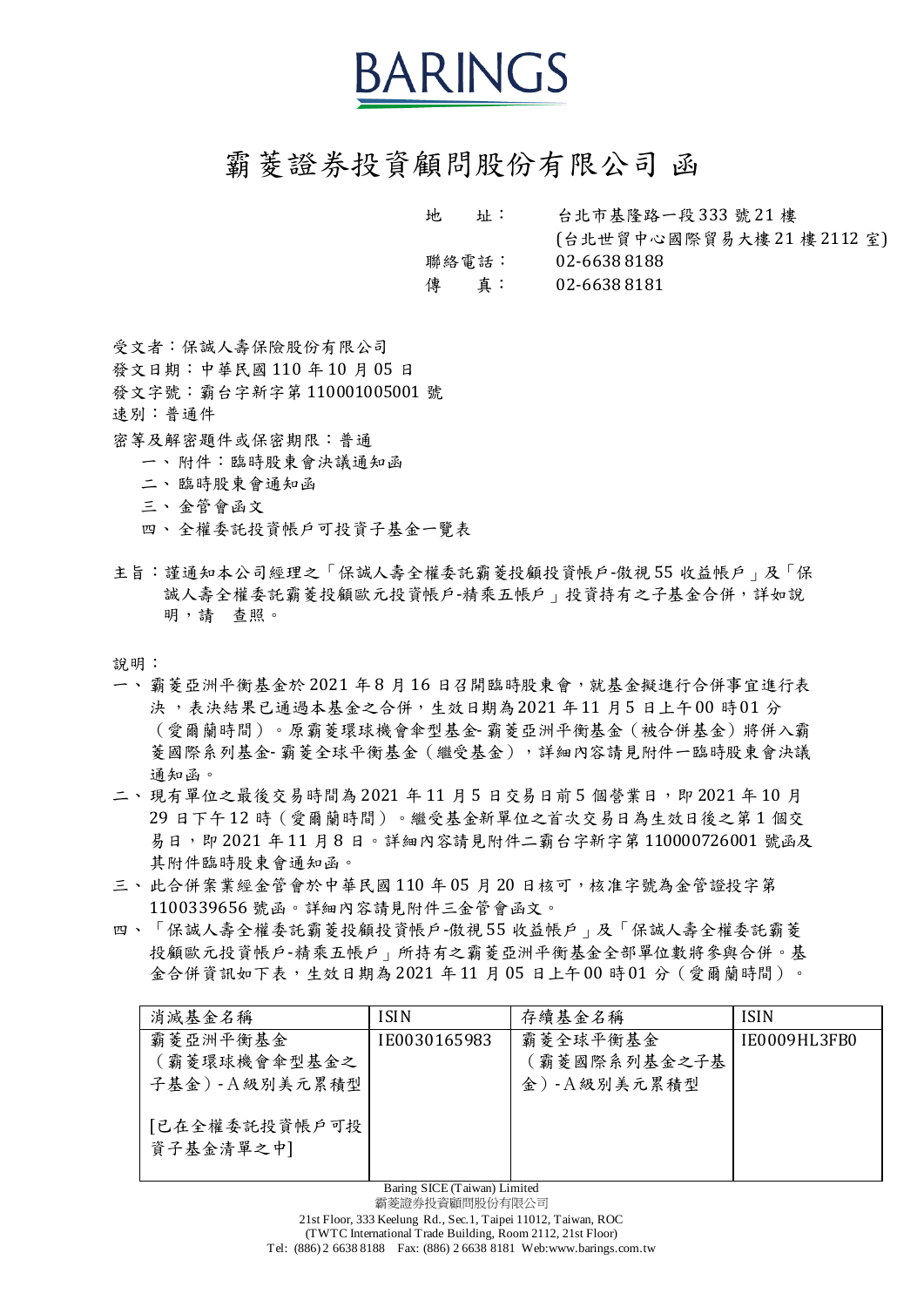BARINGS

# 霸菱證券投資顧問股份有限公司 函

地　　址：　台北市基隆路一段333號21樓
　　　　　　(台北世貿中心國際貿易大樓21樓2112室)
聯絡電話：　02-6638 8188
傳　　真：　02-6638 8181

受文者：保誠人壽保險股份有限公司
發文日期：中華民國110年10月05日
發文字號：霸台字新字第110001005001號
速別：普通件
密等及解密題件或保密期限：普通
　一、附件：臨時股東會決議通知函
　二、臨時股東會通知函
　三、金管會函文
　四、全權委託投資帳戶可投資子基金一覽表

主旨：謹通知本公司經理之「保誠人壽全權委託霸菱投顧投資帳戶-傲視55收益帳戶」及「保誠人壽全權委託霸菱投顧歐元投資帳戶-精乘五帳戶」投資持有之子基金合併，詳如說明，請　查照。

說明：

一、霸菱亞洲平衡基金於2021年8月16日召開臨時股東會，就基金擬進行合併事宜進行表決，表決結果已通過本基金之合併，生效日期為2021年11月5日上午00時01分（愛爾蘭時間）。原霸菱環球機會傘型基金-霸菱亞洲平衡基金（被合併基金）將併入霸菱國際系列基金-霸菱全球平衡基金（繼受基金），詳細內容請見附件一臨時股東會決議通知函。
二、現有單位之最後交易時間為2021年11月5日交易日前5個營業日，即2021年10月29日下午12時（愛爾蘭時間）。繼受基金新單位之首次交易日為生效日後之第1個交易日，即2021年11月8日。詳細內容請見附件二霸台字新字第110000726001號函及其附件臨時股東會通知函。
三、此合併案業經金管會於中華民國110年05月20日核可，核准字號為金管證投字第1100339656號函。詳細內容請見附件三金管會函文。
四、「保誠人壽全權委託霸菱投顧投資帳戶-傲視55收益帳戶」及「保誠人壽全權委託霸菱投顧歐元投資帳戶-精乘五帳戶」所持有之霸菱亞洲平衡基金全部單位數將參與合併。基金合併資訊如下表，生效日期為2021年11月05日上午00時01分（愛爾蘭時間）。

| 消滅基金名稱 | ISIN | 存續基金名稱 | ISIN |
|---|---|---|---|
| 霸菱亞洲平衡基金（霸菱環球機會傘型基金之子基金）-A級別美元累積型<br><br>[已在全權委託投資帳戶可投資子基金清單之中] | IE0030165983 | 霸菱全球平衡基金（霸菱國際系列基金之子基金）-A級別美元累積型 | IE0009HL3FB0 |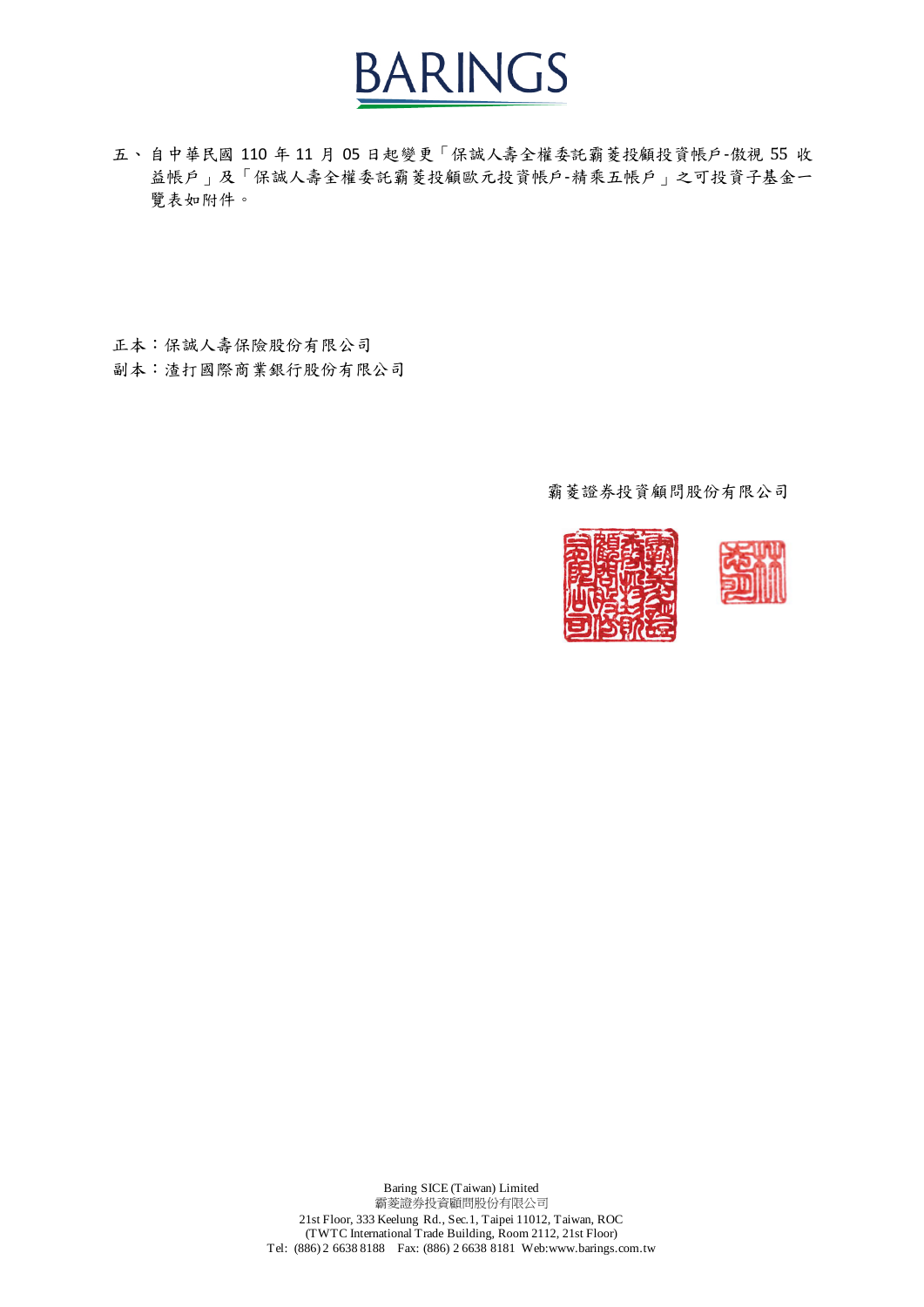五、自中華民國 110 年 11 月 05 日起變更「保誠人壽全權委託霸菱投顧投資帳戶-傲視 55 收益帳戶」及「保誠人壽全權委託霸菱投顧歐元投資帳戶-精乘五帳戶」之可投資子基金一覽表如附件。

正本：保誠人壽保險股份有限公司

副本：渣打國際商業銀行股份有限公司

霸菱證券投資顧問股份有限公司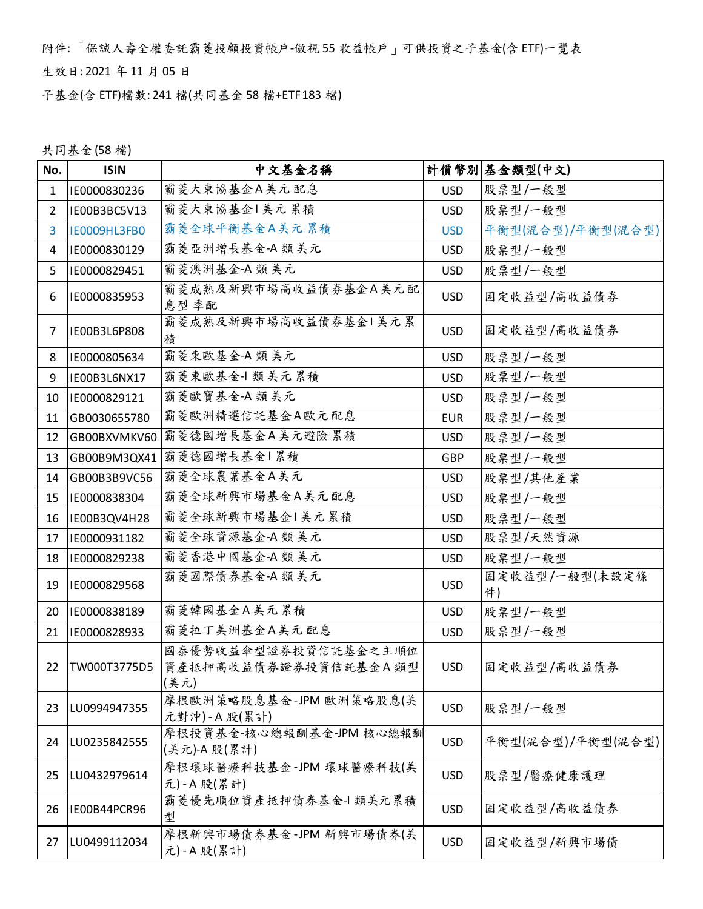附件:「保誠人壽全權委託霸菱投顧投資帳戶-傲視 55 收益帳戶」可供投資之子基金(含 ETF)一覽表

生效日: 2021 年 11 月 05 日

子基金(含 ETF)檔數: 241 檔(共同基金 58 檔+ETF 183 檔)

共同基金(58 檔)

| No. | ISIN | 中文基金名稱 | 計價幣別 | 基金類型(中文) |
|---|---|---|---|---|
| 1 | IE0000830236 | 霸菱大東協基金A美元配息 | USD | 股票型/一般型 |
| 2 | IE00B3BC5V13 | 霸菱大東協基金I美元累積 | USD | 股票型/一般型 |
| 3 | IE0009HL3FB0 | 霸菱全球平衡基金A美元累積 | USD | 平衡型(混合型)/平衡型(混合型) |
| 4 | IE0000830129 | 霸菱亞洲增長基金-A 類美元 | USD | 股票型/一般型 |
| 5 | IE0000829451 | 霸菱澳洲基金-A 類美元 | USD | 股票型/一般型 |
| 6 | IE0000835953 | 霸菱成熟及新興市場高收益債券基金A美元配息型 季配 | USD | 固定收益型/高收益債券 |
| 7 | IE00B3L6P808 | 霸菱成熟及新興市場高收益債券基金I美元累積 | USD | 固定收益型/高收益債券 |
| 8 | IE0000805634 | 霸菱東歐基金-A 類美元 | USD | 股票型/一般型 |
| 9 | IE00B3L6NX17 | 霸菱東歐基金-I 類美元累積 | USD | 股票型/一般型 |
| 10 | IE0000829121 | 霸菱歐寶基金-A 類美元 | USD | 股票型/一般型 |
| 11 | GB0030655780 | 霸菱歐洲精選信託基金A歐元配息 | EUR | 股票型/一般型 |
| 12 | GB00BXVMKV60 | 霸菱德國增長基金A美元避險累積 | USD | 股票型/一般型 |
| 13 | GB00B9M3QX41 | 霸菱德國增長基金I累積 | GBP | 股票型/一般型 |
| 14 | GB00B3B9VC56 | 霸菱全球農業基金A美元 | USD | 股票型/其他產業 |
| 15 | IE0000838304 | 霸菱全球新興市場基金A美元配息 | USD | 股票型/一般型 |
| 16 | IE00B3QV4H28 | 霸菱全球新興市場基金I美元累積 | USD | 股票型/一般型 |
| 17 | IE0000931182 | 霸菱全球資源基金-A 類美元 | USD | 股票型/天然資源 |
| 18 | IE0000829238 | 霸菱香港中國基金-A 類美元 | USD | 股票型/一般型 |
| 19 | IE0000829568 | 霸菱國際債券基金-A 類美元 | USD | 固定收益型/一般型(未設定條件) |
| 20 | IE0000838189 | 霸菱韓國基金A美元累積 | USD | 股票型/一般型 |
| 21 | IE0000828933 | 霸菱拉丁美洲基金A美元配息 | USD | 股票型/一般型 |
| 22 | TW000T3775D5 | 國泰優勢收益傘型證券投資信託基金之主順位資產抵押高收益債券證券投資信託基金A類型(美元) | USD | 固定收益型/高收益債券 |
| 23 | LU0994947355 | 摩根歐洲策略股息基金-JPM 歐洲策略股息(美元對沖)-A 股(累計) | USD | 股票型/一般型 |
| 24 | LU0235842555 | 摩根投資基金-核心總報酬基金-JPM 核心總報酬(美元)-A 股(累計) | USD | 平衡型(混合型)/平衡型(混合型) |
| 25 | LU0432979614 | 摩根環球醫療科技基金-JPM 環球醫療科技(美元)-A 股(累計) | USD | 股票型/醫療健康護理 |
| 26 | IE00B44PCR96 | 霸菱優先順位資產抵押債券基金-I 類美元累積型 | USD | 固定收益型/高收益債券 |
| 27 | LU0499112034 | 摩根新興市場債券基金-JPM 新興市場債券(美元)-A 股(累計) | USD | 固定收益型/新興市場債 |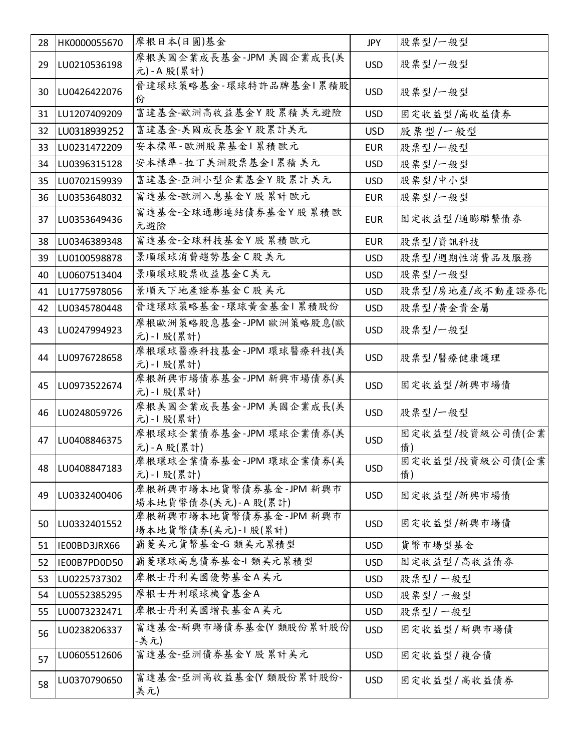| 28 | HK0000055670 | 摩根日本(日圓)基金 | JPY | 股票型/一般型 |
|---|---|---|---|---|
| 29 | LU0210536198 | 摩根美國企業成長基金-JPM 美國企業成長(美元)-A 股(累計) | USD | 股票型/一般型 |
| 30 | LU0426422076 | 晉達環球策略基金-環球特許品牌基金I累積股份 | USD | 股票型/一般型 |
| 31 | LU1207409209 | 富達基金-歐洲高收益基金Y股累積美元避險 | USD | 固定收益型/高收益債券 |
| 32 | LU0318939252 | 富達基金-美國成長基金Y股累計美元 | USD | 股票型/一般型 |
| 33 | LU0231472209 | 安本標準-歐洲股票基金I累積歐元 | EUR | 股票型/一般型 |
| 34 | LU0396315128 | 安本標準-拉丁美洲股票基金I累積 美元 | USD | 股票型/一般型 |
| 35 | LU0702159939 | 富達基金-亞洲小型企業基金Y股累計美元 | USD | 股票型/中小型 |
| 36 | LU0353648032 | 富達基金-歐洲入息基金Y股累計歐元 | EUR | 股票型/一般型 |
| 37 | LU0353649436 | 富達基金-全球通膨連結債券基金Y股累積歐元避險 | EUR | 固定收益型/通膨聯繫債券 |
| 38 | LU0346389348 | 富達基金-全球科技基金Y股累積歐元 | EUR | 股票型/資訊科技 |
| 39 | LU0100598878 | 景順環球消費趨勢基金C股美元 | USD | 股票型/週期性消費品及服務 |
| 40 | LU0607513404 | 景順環球股票收益基金C美元 | USD | 股票型/一般型 |
| 41 | LU1775978056 | 景順天下地產證券基金C股美元 | USD | 股票型/房地產/或不動產證券化 |
| 42 | LU0345780448 | 晉達環球策略基金-環球黃金基金I累積股份 | USD | 股票型/黃金貴金屬 |
| 43 | LU0247994923 | 摩根歐洲策略股息基金-JPM 歐洲策略股息(歐元)-I股(累計) | USD | 股票型/一般型 |
| 44 | LU0976728658 | 摩根環球醫療科技基金-JPM 環球醫療科技(美元)-I股(累計) | USD | 股票型/醫療健康護理 |
| 45 | LU0973522674 | 摩根新興市場債券基金-JPM 新興市場債券(美元)-I股(累計) | USD | 固定收益型/新興市場債 |
| 46 | LU0248059726 | 摩根美國企業成長基金-JPM 美國企業成長(美元)-I股(累計) | USD | 股票型/一般型 |
| 47 | LU0408846375 | 摩根環球企業債券基金-JPM 環球企業債券(美元)-A 股(累計) | USD | 固定收益型/投資級公司債(企業債) |
| 48 | LU0408847183 | 摩根環球企業債券基金-JPM 環球企業債券(美元)-I股(累計) | USD | 固定收益型/投資級公司債(企業債) |
| 49 | LU0332400406 | 摩根新興市場本地貨幣債券基金-JPM 新興市場本地貨幣債券(美元)-A 股(累計) | USD | 固定收益型/新興市場債 |
| 50 | LU0332401552 | 摩根新興市場本地貨幣債券基金-JPM 新興市場本地貨幣債券(美元)-I股(累計) | USD | 固定收益型/新興市場債 |
| 51 | IE00BD3JRX66 | 霸菱美元貨幣基金-G 類美元累積型 | USD | 貨幣市場型基金 |
| 52 | IE00B7PD0D50 | 霸菱環球高息債券基金-I 類美元累積型 | USD | 固定收益型/高收益債券 |
| 53 | LU0225737302 | 摩根士丹利美國優勢基金A美元 | USD | 股票型/一般型 |
| 54 | LU0552385295 | 摩根士丹利環球機會基金A | USD | 股票型/一般型 |
| 55 | LU0073232471 | 摩根士丹利美國增長基金A美元 | USD | 股票型/一般型 |
| 56 | LU0238206337 | 富達基金-新興市場債券基金(Y類股份累計股份-美元) | USD | 固定收益型/新興市場債 |
| 57 | LU0605512606 | 富達基金-亞洲債券基金Y股累計美元 | USD | 固定收益型/複合債 |
| 58 | LU0370790650 | 富達基金-亞洲高收益基金(Y類股份累計股份-美元) | USD | 固定收益型/高收益債券 |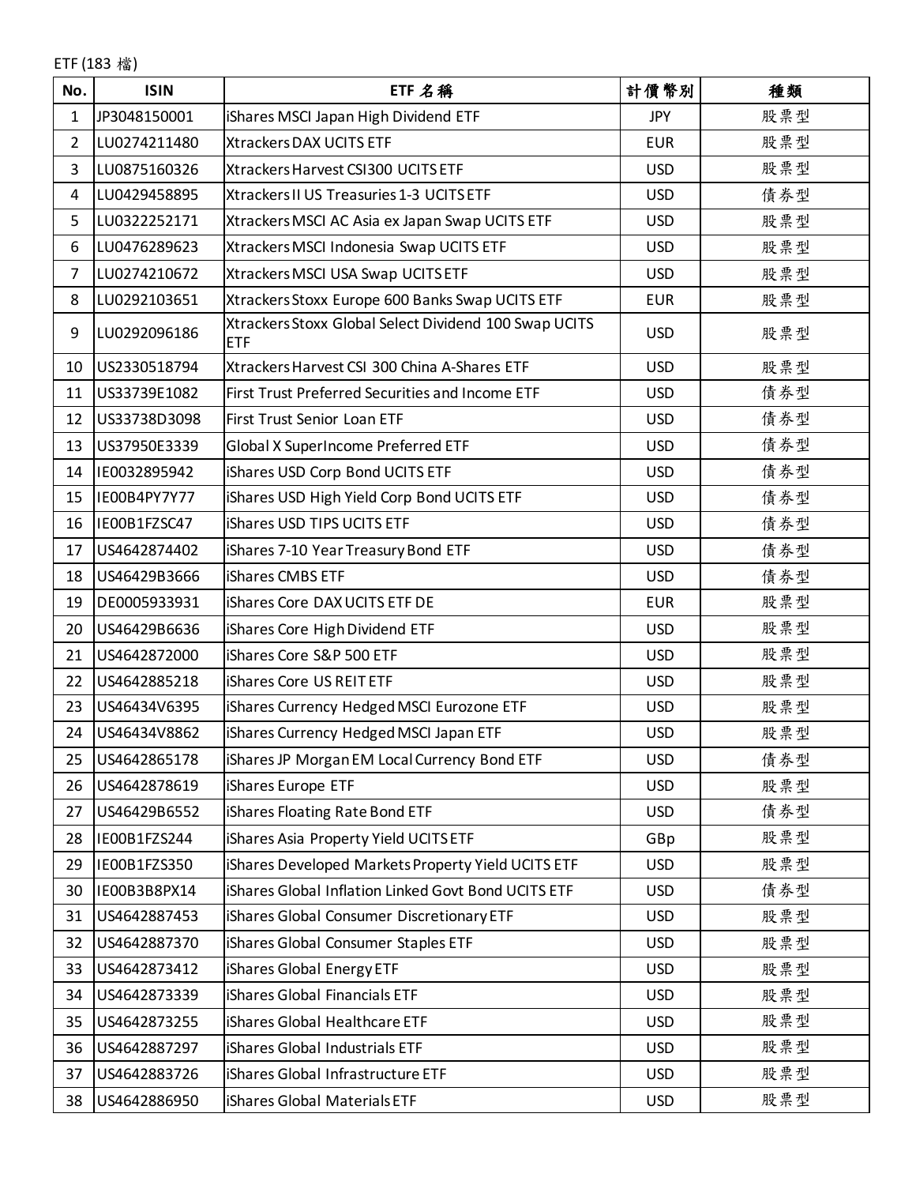ETF (183 檔)

| No. | ISIN | ETF 名稱 | 計價幣別 | 種類 |
|---|---|---|---|---|
| 1 | JP3048150001 | iShares MSCI Japan High Dividend ETF | JPY | 股票型 |
| 2 | LU0274211480 | Xtrackers DAX UCITS ETF | EUR | 股票型 |
| 3 | LU0875160326 | Xtrackers Harvest CSI300 UCITS ETF | USD | 股票型 |
| 4 | LU0429458895 | Xtrackers II US Treasuries 1-3 UCITS ETF | USD | 債券型 |
| 5 | LU0322252171 | Xtrackers MSCI AC Asia ex Japan Swap UCITS ETF | USD | 股票型 |
| 6 | LU0476289623 | Xtrackers MSCI Indonesia Swap UCITS ETF | USD | 股票型 |
| 7 | LU0274210672 | Xtrackers MSCI USA Swap UCITS ETF | USD | 股票型 |
| 8 | LU0292103651 | Xtrackers Stoxx Europe 600 Banks Swap UCITS ETF | EUR | 股票型 |
| 9 | LU0292096186 | Xtrackers Stoxx Global Select Dividend 100 Swap UCITS ETF | USD | 股票型 |
| 10 | US2330518794 | Xtrackers Harvest CSI 300 China A-Shares ETF | USD | 股票型 |
| 11 | US33739E1082 | First Trust Preferred Securities and Income ETF | USD | 債券型 |
| 12 | US33738D3098 | First Trust Senior Loan ETF | USD | 債券型 |
| 13 | US37950E3339 | Global X SuperIncome Preferred ETF | USD | 債券型 |
| 14 | IE0032895942 | iShares USD Corp Bond UCITS ETF | USD | 債券型 |
| 15 | IE00B4PY7Y77 | iShares USD High Yield Corp Bond UCITS ETF | USD | 債券型 |
| 16 | IE00B1FZSC47 | iShares USD TIPS UCITS ETF | USD | 債券型 |
| 17 | US4642874402 | iShares 7-10 Year Treasury Bond ETF | USD | 債券型 |
| 18 | US46429B3666 | iShares CMBS ETF | USD | 債券型 |
| 19 | DE0005933931 | iShares Core DAX UCITS ETF DE | EUR | 股票型 |
| 20 | US46429B6636 | iShares Core High Dividend ETF | USD | 股票型 |
| 21 | US4642872000 | iShares Core S&P 500 ETF | USD | 股票型 |
| 22 | US4642885218 | iShares Core US REIT ETF | USD | 股票型 |
| 23 | US46434V6395 | iShares Currency Hedged MSCI Eurozone ETF | USD | 股票型 |
| 24 | US46434V8862 | iShares Currency Hedged MSCI Japan ETF | USD | 股票型 |
| 25 | US4642865178 | iShares JP Morgan EM Local Currency Bond ETF | USD | 債券型 |
| 26 | US4642878619 | iShares Europe ETF | USD | 股票型 |
| 27 | US46429B6552 | iShares Floating Rate Bond ETF | USD | 債券型 |
| 28 | IE00B1FZS244 | iShares Asia Property Yield UCITS ETF | GBp | 股票型 |
| 29 | IE00B1FZS350 | iShares Developed Markets Property Yield UCITS ETF | USD | 股票型 |
| 30 | IE00B3B8PX14 | iShares Global Inflation Linked Govt Bond UCITS ETF | USD | 債券型 |
| 31 | US4642887453 | iShares Global Consumer Discretionary ETF | USD | 股票型 |
| 32 | US4642887370 | iShares Global Consumer Staples ETF | USD | 股票型 |
| 33 | US4642873412 | iShares Global Energy ETF | USD | 股票型 |
| 34 | US4642873339 | iShares Global Financials ETF | USD | 股票型 |
| 35 | US4642873255 | iShares Global Healthcare ETF | USD | 股票型 |
| 36 | US4642887297 | iShares Global Industrials ETF | USD | 股票型 |
| 37 | US4642883726 | iShares Global Infrastructure ETF | USD | 股票型 |
| 38 | US4642886950 | iShares Global Materials ETF | USD | 股票型 |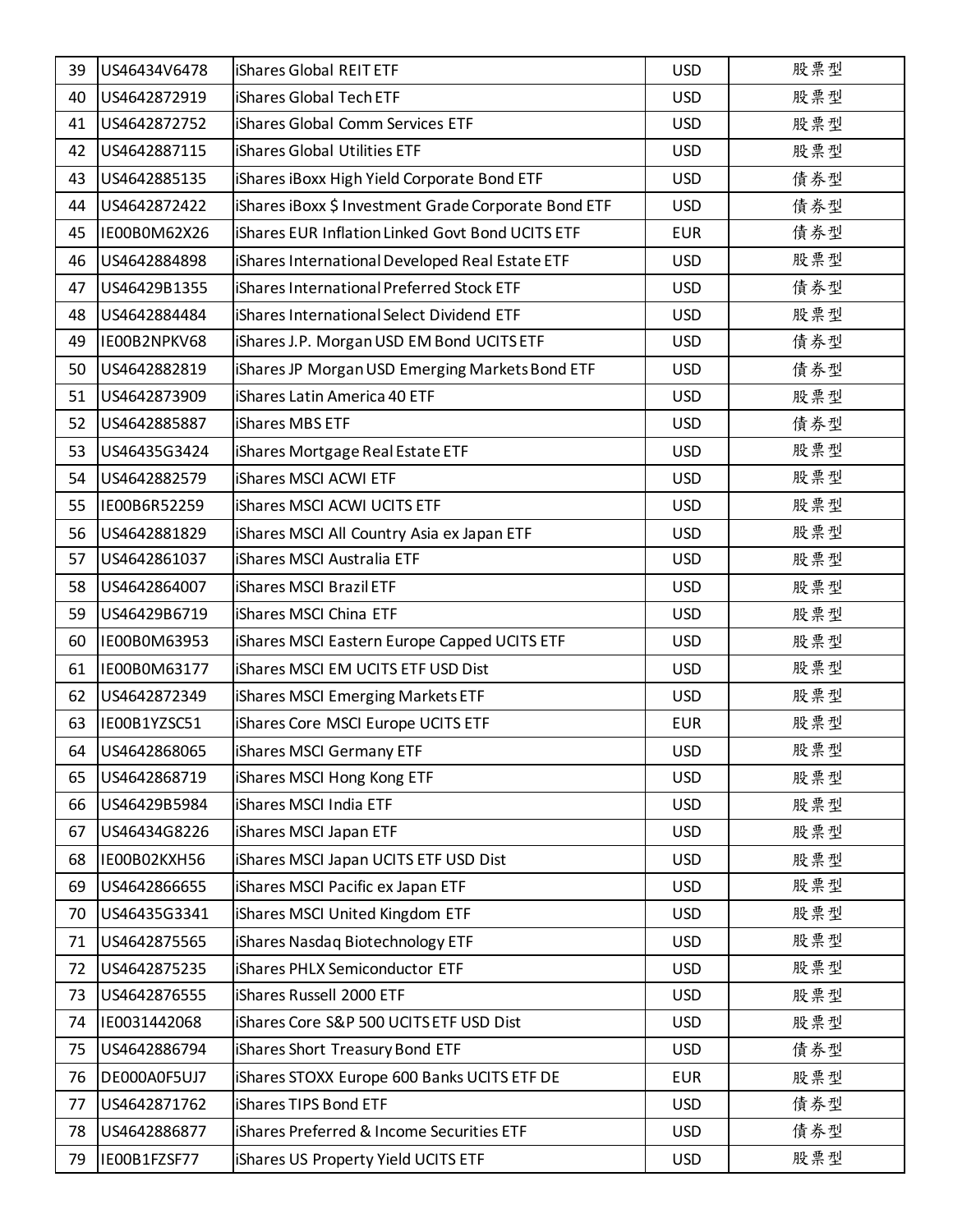| | | | | |
|---|---|---|---|---|
| 39 | US46434V6478 | iShares Global REIT ETF | USD | 股票型 |
| 40 | US4642872919 | iShares Global Tech ETF | USD | 股票型 |
| 41 | US4642872752 | iShares Global Comm Services ETF | USD | 股票型 |
| 42 | US4642887115 | iShares Global Utilities ETF | USD | 股票型 |
| 43 | US4642885135 | iShares iBoxx High Yield Corporate Bond ETF | USD | 債券型 |
| 44 | US4642872422 | iShares iBoxx $ Investment Grade Corporate Bond ETF | USD | 債券型 |
| 45 | IE00B0M62X26 | iShares EUR Inflation Linked Govt Bond UCITS ETF | EUR | 債券型 |
| 46 | US4642884898 | iShares International Developed Real Estate ETF | USD | 股票型 |
| 47 | US46429B1355 | iShares International Preferred Stock ETF | USD | 債券型 |
| 48 | US4642884484 | iShares International Select Dividend ETF | USD | 股票型 |
| 49 | IE00B2NPKV68 | iShares J.P. Morgan USD EM Bond UCITS ETF | USD | 債券型 |
| 50 | US4642882819 | iShares JP Morgan USD Emerging Markets Bond ETF | USD | 債券型 |
| 51 | US4642873909 | iShares Latin America 40 ETF | USD | 股票型 |
| 52 | US4642885887 | iShares MBS ETF | USD | 債券型 |
| 53 | US46435G3424 | iShares Mortgage Real Estate ETF | USD | 股票型 |
| 54 | US4642882579 | iShares MSCI ACWI ETF | USD | 股票型 |
| 55 | IE00B6R52259 | iShares MSCI ACWI UCITS ETF | USD | 股票型 |
| 56 | US4642881829 | iShares MSCI All Country Asia ex Japan ETF | USD | 股票型 |
| 57 | US4642861037 | iShares MSCI Australia ETF | USD | 股票型 |
| 58 | US4642864007 | iShares MSCI Brazil ETF | USD | 股票型 |
| 59 | US46429B6719 | iShares MSCI China ETF | USD | 股票型 |
| 60 | IE00B0M63953 | iShares MSCI Eastern Europe Capped UCITS ETF | USD | 股票型 |
| 61 | IE00B0M63177 | iShares MSCI EM UCITS ETF USD Dist | USD | 股票型 |
| 62 | US4642872349 | iShares MSCI Emerging Markets ETF | USD | 股票型 |
| 63 | IE00B1YZSC51 | iShares Core MSCI Europe UCITS ETF | EUR | 股票型 |
| 64 | US4642868065 | iShares MSCI Germany ETF | USD | 股票型 |
| 65 | US4642868719 | iShares MSCI Hong Kong ETF | USD | 股票型 |
| 66 | US46429B5984 | iShares MSCI India ETF | USD | 股票型 |
| 67 | US46434G8226 | iShares MSCI Japan ETF | USD | 股票型 |
| 68 | IE00B02KXH56 | iShares MSCI Japan UCITS ETF USD Dist | USD | 股票型 |
| 69 | US4642866655 | iShares MSCI Pacific ex Japan ETF | USD | 股票型 |
| 70 | US46435G3341 | iShares MSCI United Kingdom ETF | USD | 股票型 |
| 71 | US4642875565 | iShares Nasdaq Biotechnology ETF | USD | 股票型 |
| 72 | US4642875235 | iShares PHLX Semiconductor ETF | USD | 股票型 |
| 73 | US4642876555 | iShares Russell 2000 ETF | USD | 股票型 |
| 74 | IE0031442068 | iShares Core S&P 500 UCITS ETF USD Dist | USD | 股票型 |
| 75 | US4642886794 | iShares Short Treasury Bond ETF | USD | 債券型 |
| 76 | DE000A0F5UJ7 | iShares STOXX Europe 600 Banks UCITS ETF DE | EUR | 股票型 |
| 77 | US4642871762 | iShares TIPS Bond ETF | USD | 債券型 |
| 78 | US4642886877 | iShares Preferred & Income Securities ETF | USD | 債券型 |
| 79 | IE00B1FZSF77 | iShares US Property Yield UCITS ETF | USD | 股票型 |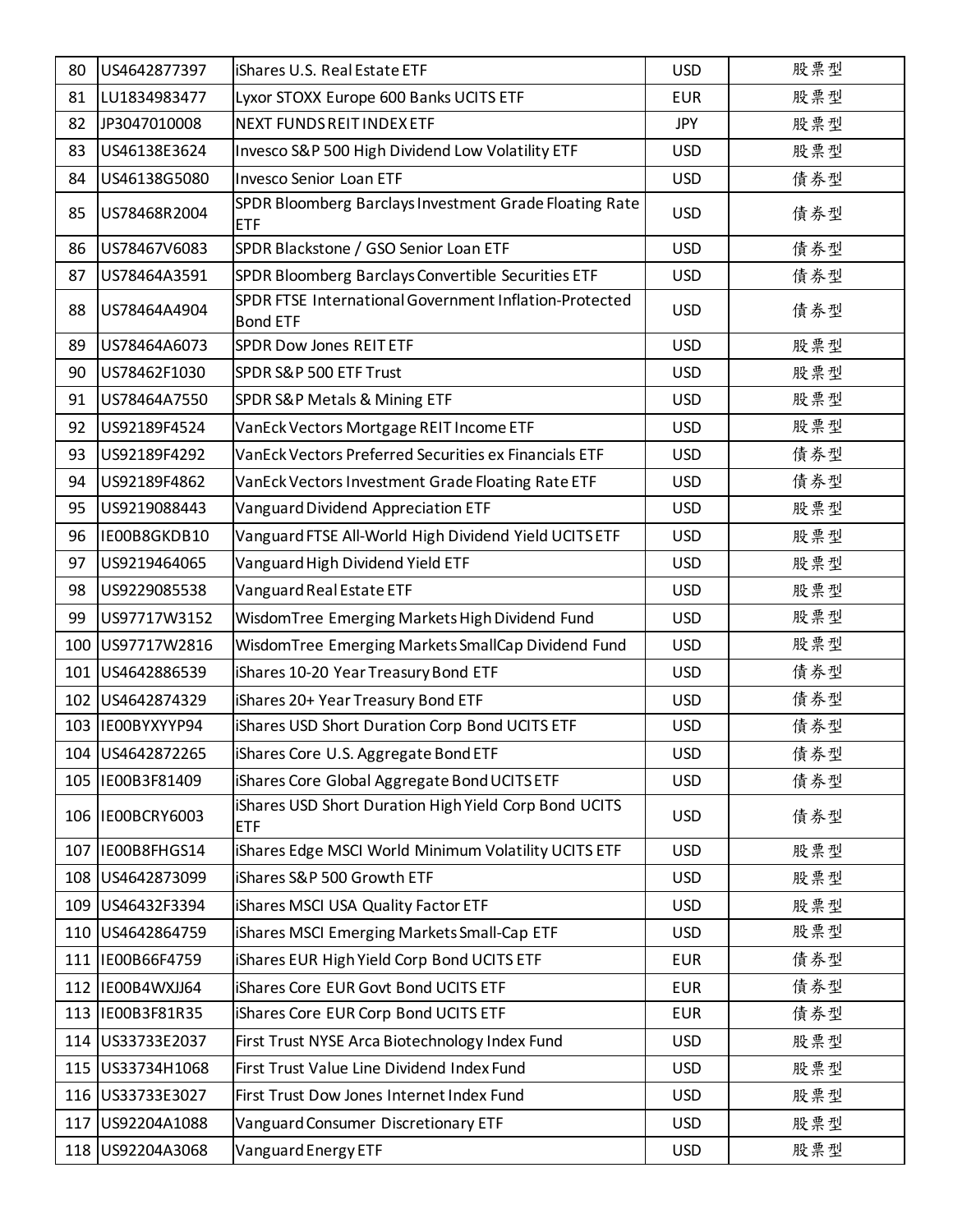| 80 | US4642877397 | iShares U.S. Real Estate ETF | USD | 股票型 |
|---|---|---|---|---|
| 81 | LU1834983477 | Lyxor STOXX Europe 600 Banks UCITS ETF | EUR | 股票型 |
| 82 | JP3047010008 | NEXT FUNDS REIT INDEX ETF | JPY | 股票型 |
| 83 | US46138E3624 | Invesco S&P 500 High Dividend Low Volatility ETF | USD | 股票型 |
| 84 | US46138G5080 | Invesco Senior Loan ETF | USD | 債券型 |
| 85 | US78468R2004 | SPDR Bloomberg Barclays Investment Grade Floating Rate ETF | USD | 債券型 |
| 86 | US78467V6083 | SPDR Blackstone / GSO Senior Loan ETF | USD | 債券型 |
| 87 | US78464A3591 | SPDR Bloomberg Barclays Convertible Securities ETF | USD | 債券型 |
| 88 | US78464A4904 | SPDR FTSE International Government Inflation-Protected Bond ETF | USD | 債券型 |
| 89 | US78464A6073 | SPDR Dow Jones REIT ETF | USD | 股票型 |
| 90 | US78462F1030 | SPDR S&P 500 ETF Trust | USD | 股票型 |
| 91 | US78464A7550 | SPDR S&P Metals & Mining ETF | USD | 股票型 |
| 92 | US92189F4524 | VanEck Vectors Mortgage REIT Income ETF | USD | 股票型 |
| 93 | US92189F4292 | VanEck Vectors Preferred Securities ex Financials ETF | USD | 債券型 |
| 94 | US92189F4862 | VanEck Vectors Investment Grade Floating Rate ETF | USD | 債券型 |
| 95 | US9219088443 | Vanguard Dividend Appreciation ETF | USD | 股票型 |
| 96 | IE00B8GKDB10 | Vanguard FTSE All-World High Dividend Yield UCITS ETF | USD | 股票型 |
| 97 | US9219464065 | Vanguard High Dividend Yield ETF | USD | 股票型 |
| 98 | US9229085538 | Vanguard Real Estate ETF | USD | 股票型 |
| 99 | US97717W3152 | WisdomTree Emerging Markets High Dividend Fund | USD | 股票型 |
| 100 | US97717W2816 | WisdomTree Emerging Markets SmallCap Dividend Fund | USD | 股票型 |
| 101 | US4642886539 | iShares 10-20 Year Treasury Bond ETF | USD | 債券型 |
| 102 | US4642874329 | iShares 20+ Year Treasury Bond ETF | USD | 債券型 |
| 103 | IE00BYXYYP94 | iShares USD Short Duration Corp Bond UCITS ETF | USD | 債券型 |
| 104 | US4642872265 | iShares Core U.S. Aggregate Bond ETF | USD | 債券型 |
| 105 | IE00B3F81409 | iShares Core Global Aggregate Bond UCITS ETF | USD | 債券型 |
| 106 | IE00BCRY6003 | iShares USD Short Duration High Yield Corp Bond UCITS ETF | USD | 債券型 |
| 107 | IE00B8FHGS14 | iShares Edge MSCI World Minimum Volatility UCITS ETF | USD | 股票型 |
| 108 | US4642873099 | iShares S&P 500 Growth ETF | USD | 股票型 |
| 109 | US46432F3394 | iShares MSCI USA Quality Factor ETF | USD | 股票型 |
| 110 | US4642864759 | iShares MSCI Emerging Markets Small-Cap ETF | USD | 股票型 |
| 111 | IE00B66F4759 | iShares EUR High Yield Corp Bond UCITS ETF | EUR | 債券型 |
| 112 | IE00B4WXJJ64 | iShares Core EUR Govt Bond UCITS ETF | EUR | 債券型 |
| 113 | IE00B3F81R35 | iShares Core EUR Corp Bond UCITS ETF | EUR | 債券型 |
| 114 | US33733E2037 | First Trust NYSE Arca Biotechnology Index Fund | USD | 股票型 |
| 115 | US33734H1068 | First Trust Value Line Dividend Index Fund | USD | 股票型 |
| 116 | US33733E3027 | First Trust Dow Jones Internet Index Fund | USD | 股票型 |
| 117 | US92204A1088 | Vanguard Consumer Discretionary ETF | USD | 股票型 |
| 118 | US92204A3068 | Vanguard Energy ETF | USD | 股票型 |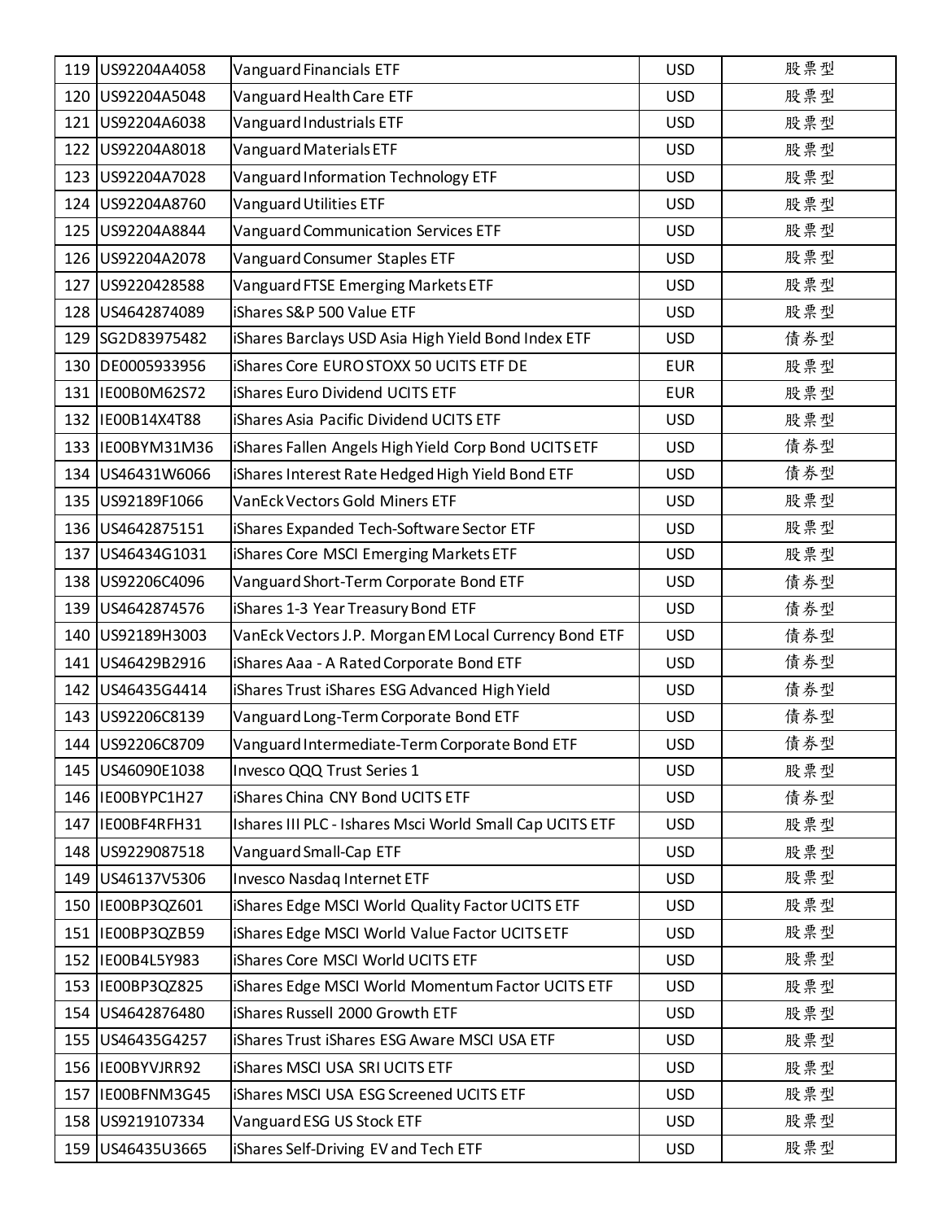| 119 | US92204A4058 | Vanguard Financials ETF | USD | 股票型 |
|---|---|---|---|---|
| 120 | US92204A5048 | Vanguard Health Care ETF | USD | 股票型 |
| 121 | US92204A6038 | Vanguard Industrials ETF | USD | 股票型 |
| 122 | US92204A8018 | Vanguard Materials ETF | USD | 股票型 |
| 123 | US92204A7028 | Vanguard Information Technology ETF | USD | 股票型 |
| 124 | US92204A8760 | Vanguard Utilities ETF | USD | 股票型 |
| 125 | US92204A8844 | Vanguard Communication Services ETF | USD | 股票型 |
| 126 | US92204A2078 | Vanguard Consumer Staples ETF | USD | 股票型 |
| 127 | US9220428588 | Vanguard FTSE Emerging Markets ETF | USD | 股票型 |
| 128 | US4642874089 | iShares S&P 500 Value ETF | USD | 股票型 |
| 129 | SG2D83975482 | iShares Barclays USD Asia High Yield Bond Index ETF | USD | 債券型 |
| 130 | DE0005933956 | iShares Core EURO STOXX 50 UCITS ETF DE | EUR | 股票型 |
| 131 | IE00B0M62S72 | iShares Euro Dividend UCITS ETF | EUR | 股票型 |
| 132 | IE00B14X4T88 | iShares Asia Pacific Dividend UCITS ETF | USD | 股票型 |
| 133 | IE00BYM31M36 | iShares Fallen Angels High Yield Corp Bond UCITS ETF | USD | 債券型 |
| 134 | US46431W6066 | iShares Interest Rate Hedged High Yield Bond ETF | USD | 債券型 |
| 135 | US92189F1066 | VanEck Vectors Gold Miners ETF | USD | 股票型 |
| 136 | US4642875151 | iShares Expanded Tech-Software Sector ETF | USD | 股票型 |
| 137 | US46434G1031 | iShares Core MSCI Emerging Markets ETF | USD | 股票型 |
| 138 | US92206C4096 | Vanguard Short-Term Corporate Bond ETF | USD | 債券型 |
| 139 | US4642874576 | iShares 1-3 Year Treasury Bond ETF | USD | 債券型 |
| 140 | US92189H3003 | VanEck Vectors J.P. Morgan EM Local Currency Bond ETF | USD | 債券型 |
| 141 | US46429B2916 | iShares Aaa - A Rated Corporate Bond ETF | USD | 債券型 |
| 142 | US46435G4414 | iShares Trust iShares ESG Advanced High Yield | USD | 債券型 |
| 143 | US92206C8139 | Vanguard Long-Term Corporate Bond ETF | USD | 債券型 |
| 144 | US92206C8709 | Vanguard Intermediate-Term Corporate Bond ETF | USD | 債券型 |
| 145 | US46090E1038 | Invesco QQQ Trust Series 1 | USD | 股票型 |
| 146 | IE00BYPC1H27 | iShares China CNY Bond UCITS ETF | USD | 債券型 |
| 147 | IE00BF4RFH31 | Ishares III PLC - Ishares Msci World Small Cap UCITS ETF | USD | 股票型 |
| 148 | US9229087518 | Vanguard Small-Cap ETF | USD | 股票型 |
| 149 | US46137V5306 | Invesco Nasdaq Internet ETF | USD | 股票型 |
| 150 | IE00BP3QZ601 | iShares Edge MSCI World Quality Factor UCITS ETF | USD | 股票型 |
| 151 | IE00BP3QZB59 | iShares Edge MSCI World Value Factor UCITS ETF | USD | 股票型 |
| 152 | IE00B4L5Y983 | iShares Core MSCI World UCITS ETF | USD | 股票型 |
| 153 | IE00BP3QZ825 | iShares Edge MSCI World Momentum Factor UCITS ETF | USD | 股票型 |
| 154 | US4642876480 | iShares Russell 2000 Growth ETF | USD | 股票型 |
| 155 | US46435G4257 | iShares Trust iShares ESG Aware MSCI USA ETF | USD | 股票型 |
| 156 | IE00BYVJRR92 | iShares MSCI USA SRI UCITS ETF | USD | 股票型 |
| 157 | IE00BFNM3G45 | iShares MSCI USA ESG Screened UCITS ETF | USD | 股票型 |
| 158 | US9219107334 | Vanguard ESG US Stock ETF | USD | 股票型 |
| 159 | US46435U3665 | iShares Self-Driving EV and Tech ETF | USD | 股票型 |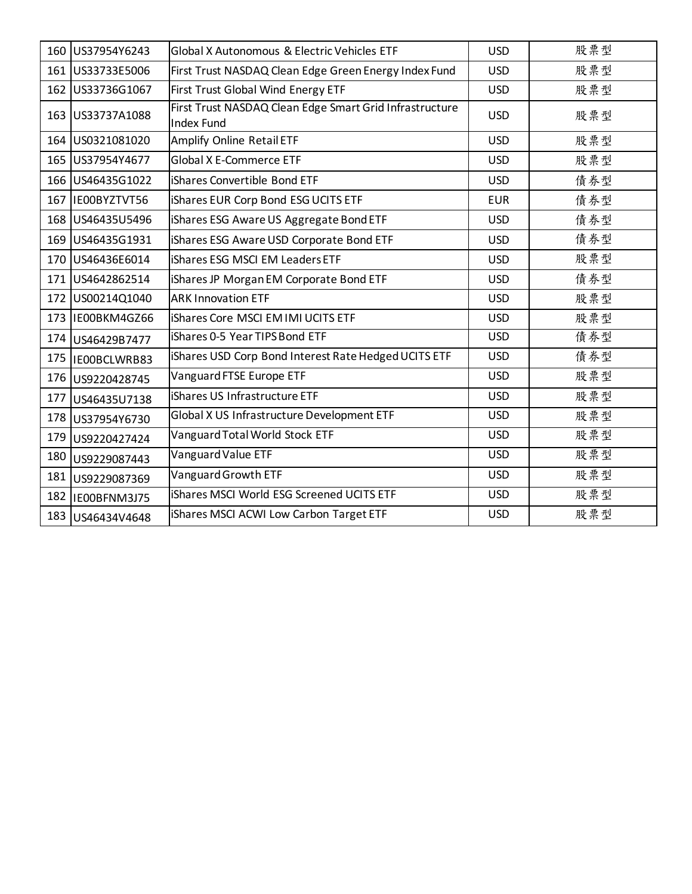| 160 | US37954Y6243 | Global X Autonomous & Electric Vehicles ETF | USD | 股票型 |
| --- | --- | --- | --- | --- |
| 161 | US33733E5006 | First Trust NASDAQ Clean Edge Green Energy Index Fund | USD | 股票型 |
| 162 | US33736G1067 | First Trust Global Wind Energy ETF | USD | 股票型 |
| 163 | US33737A1088 | First Trust NASDAQ Clean Edge Smart Grid Infrastructure Index Fund | USD | 股票型 |
| 164 | US0321081020 | Amplify Online Retail ETF | USD | 股票型 |
| 165 | US37954Y4677 | Global X E-Commerce ETF | USD | 股票型 |
| 166 | US46435G1022 | iShares Convertible Bond ETF | USD | 債券型 |
| 167 | IE00BYZTVT56 | iShares EUR Corp Bond ESG UCITS ETF | EUR | 債券型 |
| 168 | US46435U5496 | iShares ESG Aware US Aggregate Bond ETF | USD | 債券型 |
| 169 | US46435G1931 | iShares ESG Aware USD Corporate Bond ETF | USD | 債券型 |
| 170 | US46436E6014 | iShares ESG MSCI EM Leaders ETF | USD | 股票型 |
| 171 | US4642862514 | iShares JP Morgan EM Corporate Bond ETF | USD | 債券型 |
| 172 | US00214Q1040 | ARK Innovation ETF | USD | 股票型 |
| 173 | IE00BKM4GZ66 | iShares Core MSCI EM IMI UCITS ETF | USD | 股票型 |
| 174 | US46429B7477 | iShares 0-5 Year TIPS Bond ETF | USD | 債券型 |
| 175 | IE00BCLWRB83 | iShares USD Corp Bond Interest Rate Hedged UCITS ETF | USD | 債券型 |
| 176 | US9220428745 | Vanguard FTSE Europe ETF | USD | 股票型 |
| 177 | US46435U7138 | iShares US Infrastructure ETF | USD | 股票型 |
| 178 | US37954Y6730 | Global X US Infrastructure Development ETF | USD | 股票型 |
| 179 | US9220427424 | Vanguard Total World Stock ETF | USD | 股票型 |
| 180 | US9229087443 | Vanguard Value ETF | USD | 股票型 |
| 181 | US9229087369 | Vanguard Growth ETF | USD | 股票型 |
| 182 | IE00BFNM3J75 | iShares MSCI World ESG Screened UCITS ETF | USD | 股票型 |
| 183 | US46434V4648 | iShares MSCI ACWI Low Carbon Target ETF | USD | 股票型 |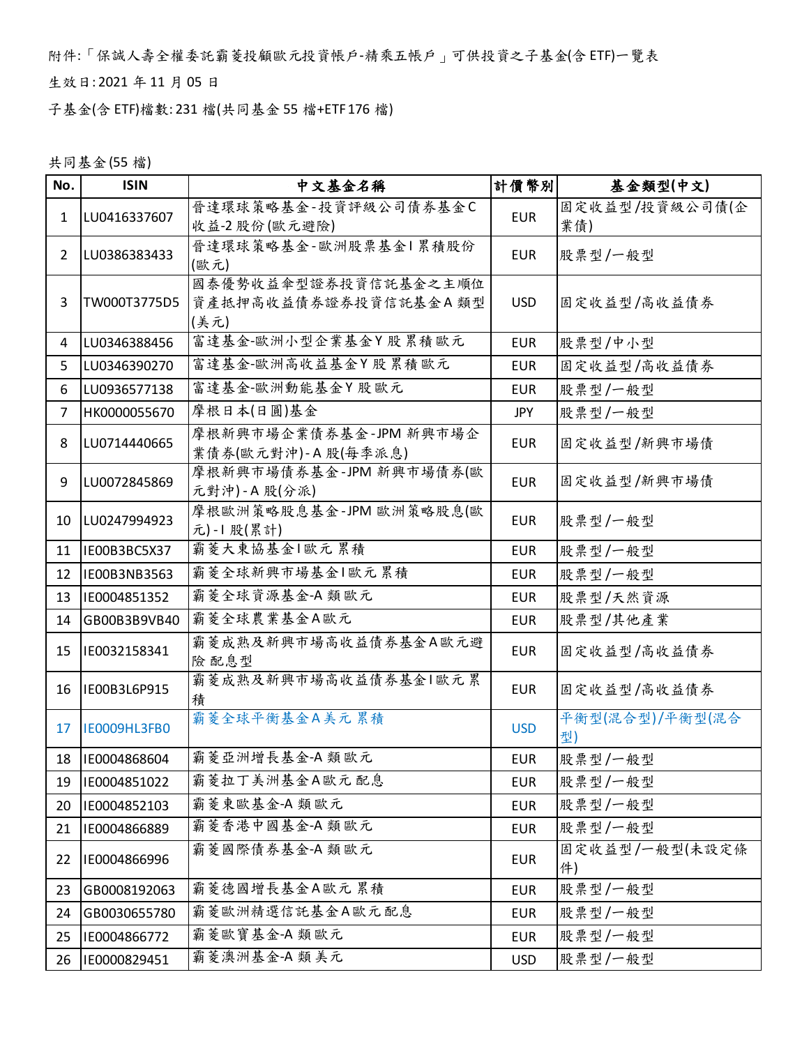附件:「保誠人壽全權委託霸菱投顧歐元投資帳戶-精乘五帳戶」可供投資之子基金(含 ETF)一覽表

生效日:2021 年 11 月 05 日

子基金(含 ETF)檔數:231 檔(共同基金 55 檔+ETF 176 檔)

共同基金(55 檔)

| No. | ISIN | 中文基金名稱 | 計價幣別 | 基金類型(中文) |
|---|---|---|---|---|
| 1 | LU0416337607 | 晉達環球策略基金-投資評級公司債券基金C收益-2 股份(歐元避險) | EUR | 固定收益型/投資級公司債(企業債) |
| 2 | LU0386383433 | 晉達環球策略基金-歐洲股票基金I 累積股份(歐元) | EUR | 股票型/一般型 |
| 3 | TW000T3775D5 | 國泰優勢收益傘型證券投資信託基金之主順位資產抵押高收益債券證券投資信託基金A 類型(美元) | USD | 固定收益型/高收益債券 |
| 4 | LU0346388456 | 富達基金-歐洲小型企業基金Y 股累積歐元 | EUR | 股票型/中小型 |
| 5 | LU0346390270 | 富達基金-歐洲高收益基金Y 股累積歐元 | EUR | 固定收益型/高收益債券 |
| 6 | LU0936577138 | 富達基金-歐洲動能基金Y 股歐元 | EUR | 股票型/一般型 |
| 7 | HK0000055670 | 摩根日本(日圓)基金 | JPY | 股票型/一般型 |
| 8 | LU0714440665 | 摩根新興市場企業債券基金-JPM 新興市場企業債券(歐元對沖)-A 股(每季派息) | EUR | 固定收益型/新興市場債 |
| 9 | LU0072845869 | 摩根新興市場債券基金-JPM 新興市場債券(歐元對沖)-A 股(分派) | EUR | 固定收益型/新興市場債 |
| 10 | LU0247994923 | 摩根歐洲策略股息基金-JPM 歐洲策略股息(歐元)-I 股(累計) | EUR | 股票型/一般型 |
| 11 | IE00B3BC5X37 | 霸菱大東協基金I 歐元累積 | EUR | 股票型/一般型 |
| 12 | IE00B3NB3563 | 霸菱全球新興市場基金I 歐元累積 | EUR | 股票型/一般型 |
| 13 | IE0004851352 | 霸菱全球資源基金-A 類歐元 | EUR | 股票型/天然資源 |
| 14 | GB00B3B9VB40 | 霸菱全球農業基金A 歐元 | EUR | 股票型/其他產業 |
| 15 | IE0032158341 | 霸菱成熟及新興市場高收益債券基金A 歐元避險配息型 | EUR | 固定收益型/高收益債券 |
| 16 | IE00B3L6P915 | 霸菱成熟及新興市場高收益債券基金I 歐元累積 | EUR | 固定收益型/高收益債券 |
| 17 | IE0009HL3FB0 | 霸菱全球平衡基金A 美元累積 | USD | 平衡型(混合型)/平衡型(混合型) |
| 18 | IE0004868604 | 霸菱亞洲增長基金-A 類歐元 | EUR | 股票型/一般型 |
| 19 | IE0004851022 | 霸菱拉丁美洲基金A 歐元配息 | EUR | 股票型/一般型 |
| 20 | IE0004852103 | 霸菱東歐基金-A 類歐元 | EUR | 股票型/一般型 |
| 21 | IE0004866889 | 霸菱香港中國基金-A 類歐元 | EUR | 股票型/一般型 |
| 22 | IE0004866996 | 霸菱國際債券基金-A 類歐元 | EUR | 固定收益型/一般型(未設定條件) |
| 23 | GB0008192063 | 霸菱德國增長基金A 歐元累積 | EUR | 股票型/一般型 |
| 24 | GB0030655780 | 霸菱歐洲精選信託基金A 歐元配息 | EUR | 股票型/一般型 |
| 25 | IE0004866772 | 霸菱歐寶基金-A 類歐元 | EUR | 股票型/一般型 |
| 26 | IE0000829451 | 霸菱澳洲基金-A 類美元 | USD | 股票型/一般型 |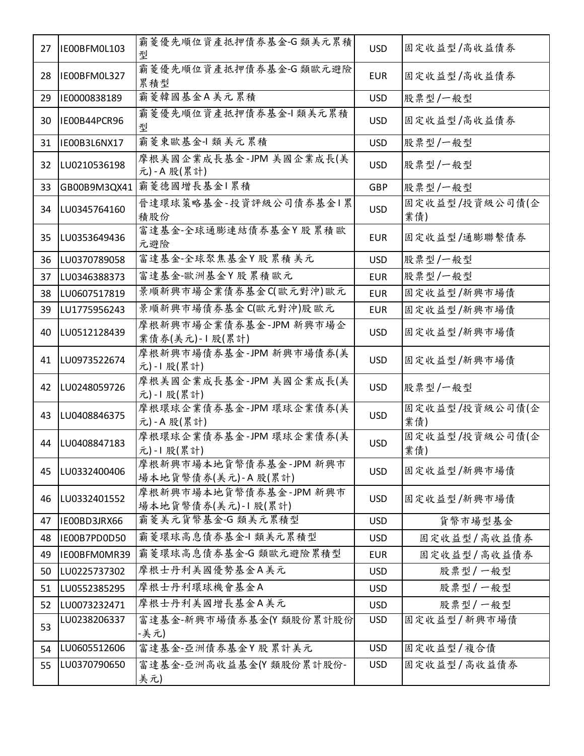| 27 | IE00BFM0L103 | 霸菱優先順位資產抵押債券基金-G 類美元累積型 | USD | 固定收益型/高收益債券 |
|---|---|---|---|---|
| 28 | IE00BFM0L327 | 霸菱優先順位資產抵押債券基金-G 類歐元避險累積型 | EUR | 固定收益型/高收益債券 |
| 29 | IE0000838189 | 霸菱韓國基金A美元累積 | USD | 股票型/一般型 |
| 30 | IE00B44PCR96 | 霸菱優先順位資產抵押債券基金-I 類美元累積型 | USD | 固定收益型/高收益債券 |
| 31 | IE00B3L6NX17 | 霸菱東歐基金-I 類美元累積 | USD | 股票型/一般型 |
| 32 | LU0210536198 | 摩根美國企業成長基金-JPM 美國企業成長(美元)-A 股(累計) | USD | 股票型/一般型 |
| 33 | GB00B9M3QX41 | 霸菱德國增長基金I累積 | GBP | 股票型/一般型 |
| 34 | LU0345764160 | 晉達環球策略基金-投資評級公司債券基金I累積股份 | USD | 固定收益型/投資級公司債(企業債) |
| 35 | LU0353649436 | 富達基金-全球通膨連結債券基金Y股累積歐元避險 | EUR | 固定收益型/通膨聯繫債券 |
| 36 | LU0370789058 | 富達基金-全球聚焦基金Y股累積美元 | USD | 股票型/一般型 |
| 37 | LU0346388373 | 富達基金-歐洲基金Y股累積歐元 | EUR | 股票型/一般型 |
| 38 | LU0607517819 | 景順新興市場企業債券基金C(歐元對沖)歐元 | EUR | 固定收益型/新興市場債 |
| 39 | LU1775956243 | 景順新興市場債券基金C(歐元對沖)股歐元 | EUR | 固定收益型/新興市場債 |
| 40 | LU0512128439 | 摩根新興市場企業債券基金-JPM 新興市場企業債券(美元)-I股(累計) | USD | 固定收益型/新興市場債 |
| 41 | LU0973522674 | 摩根新興市場債券基金-JPM 新興市場債券(美元)-I股(累計) | USD | 固定收益型/新興市場債 |
| 42 | LU0248059726 | 摩根美國企業成長基金-JPM 美國企業成長(美元)-I股(累計) | USD | 股票型/一般型 |
| 43 | LU0408846375 | 摩根環球企業債券基金-JPM 環球企業債券(美元)-A股(累計) | USD | 固定收益型/投資級公司債(企業債) |
| 44 | LU0408847183 | 摩根環球企業債券基金-JPM 環球企業債券(美元)-I股(累計) | USD | 固定收益型/投資級公司債(企業債) |
| 45 | LU0332400406 | 摩根新興市場本地貨幣債券基金-JPM 新興市場本地貨幣債券(美元)-A股(累計) | USD | 固定收益型/新興市場債 |
| 46 | LU0332401552 | 摩根新興市場本地貨幣債券基金-JPM 新興市場本地貨幣債券(美元)-I股(累計) | USD | 固定收益型/新興市場債 |
| 47 | IE00BD3JRX66 | 霸菱美元貨幣基金-G 類美元累積型 | USD | 貨幣市場型基金 |
| 48 | IE00B7PD0D50 | 霸菱環球高息債券基金-I 類美元累積型 | USD | 固定收益型/高收益債券 |
| 49 | IE00BFM0MR39 | 霸菱環球高息債券基金-G 類歐元避險累積型 | EUR | 固定收益型/高收益債券 |
| 50 | LU0225737302 | 摩根士丹利美國優勢基金A美元 | USD | 股票型/一般型 |
| 51 | LU0552385295 | 摩根士丹利環球機會基金A | USD | 股票型/一般型 |
| 52 | LU0073232471 | 摩根士丹利美國增長基金A美元 | USD | 股票型/一般型 |
| 53 | LU0238206337 | 富達基金-新興市場債券基金(Y 類股份累計股份-美元) | USD | 固定收益型/新興市場債 |
| 54 | LU0605512606 | 富達基金-亞洲債券基金Y股累計美元 | USD | 固定收益型/複合債 |
| 55 | LU0370790650 | 富達基金-亞洲高收益基金(Y 類股份累計股份-美元) | USD | 固定收益型/高收益債券 |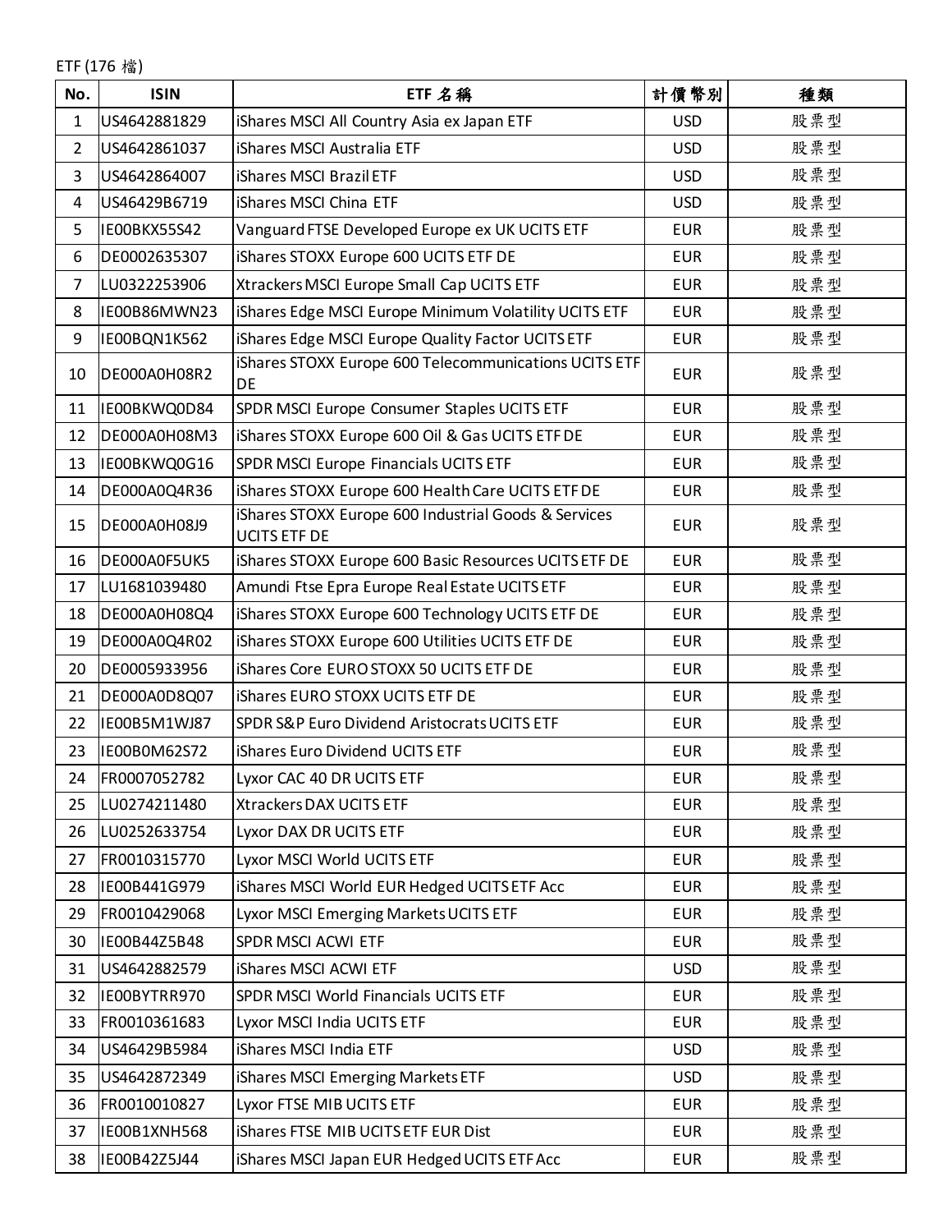ETF (176 檔)

| No. | ISIN | ETF 名稱 | 計價幣別 | 種類 |
|---|---|---|---|---|
| 1 | US4642881829 | iShares MSCI All Country Asia ex Japan ETF | USD | 股票型 |
| 2 | US4642861037 | iShares MSCI Australia ETF | USD | 股票型 |
| 3 | US4642864007 | iShares MSCI Brazil ETF | USD | 股票型 |
| 4 | US46429B6719 | iShares MSCI China ETF | USD | 股票型 |
| 5 | IE00BKX55S42 | Vanguard FTSE Developed Europe ex UK UCITS ETF | EUR | 股票型 |
| 6 | DE0002635307 | iShares STOXX Europe 600 UCITS ETF DE | EUR | 股票型 |
| 7 | LU0322253906 | Xtrackers MSCI Europe Small Cap UCITS ETF | EUR | 股票型 |
| 8 | IE00B86MWN23 | iShares Edge MSCI Europe Minimum Volatility UCITS ETF | EUR | 股票型 |
| 9 | IE00BQN1K562 | iShares Edge MSCI Europe Quality Factor UCITS ETF | EUR | 股票型 |
| 10 | DE000A0H08R2 | iShares STOXX Europe 600 Telecommunications UCITS ETF DE | EUR | 股票型 |
| 11 | IE00BKWQ0D84 | SPDR MSCI Europe Consumer Staples UCITS ETF | EUR | 股票型 |
| 12 | DE000A0H08M3 | iShares STOXX Europe 600 Oil & Gas UCITS ETF DE | EUR | 股票型 |
| 13 | IE00BKWQ0G16 | SPDR MSCI Europe Financials UCITS ETF | EUR | 股票型 |
| 14 | DE000A0Q4R36 | iShares STOXX Europe 600 Health Care UCITS ETF DE | EUR | 股票型 |
| 15 | DE000A0H08J9 | iShares STOXX Europe 600 Industrial Goods & Services UCITS ETF DE | EUR | 股票型 |
| 16 | DE000A0F5UK5 | iShares STOXX Europe 600 Basic Resources UCITS ETF DE | EUR | 股票型 |
| 17 | LU1681039480 | Amundi Ftse Epra Europe Real Estate UCITS ETF | EUR | 股票型 |
| 18 | DE000A0H08Q4 | iShares STOXX Europe 600 Technology UCITS ETF DE | EUR | 股票型 |
| 19 | DE000A0Q4R02 | iShares STOXX Europe 600 Utilities UCITS ETF DE | EUR | 股票型 |
| 20 | DE0005933956 | iShares Core EURO STOXX 50 UCITS ETF DE | EUR | 股票型 |
| 21 | DE000A0D8Q07 | iShares EURO STOXX UCITS ETF DE | EUR | 股票型 |
| 22 | IE00B5M1WJ87 | SPDR S&P Euro Dividend Aristocrats UCITS ETF | EUR | 股票型 |
| 23 | IE00B0M62S72 | iShares Euro Dividend UCITS ETF | EUR | 股票型 |
| 24 | FR0007052782 | Lyxor CAC 40 DR UCITS ETF | EUR | 股票型 |
| 25 | LU0274211480 | Xtrackers DAX UCITS ETF | EUR | 股票型 |
| 26 | LU0252633754 | Lyxor DAX DR UCITS ETF | EUR | 股票型 |
| 27 | FR0010315770 | Lyxor MSCI World UCITS ETF | EUR | 股票型 |
| 28 | IE00B441G979 | iShares MSCI World EUR Hedged UCITS ETF Acc | EUR | 股票型 |
| 29 | FR0010429068 | Lyxor MSCI Emerging Markets UCITS ETF | EUR | 股票型 |
| 30 | IE00B44Z5B48 | SPDR MSCI ACWI ETF | EUR | 股票型 |
| 31 | US4642882579 | iShares MSCI ACWI ETF | USD | 股票型 |
| 32 | IE00BYTRR970 | SPDR MSCI World Financials UCITS ETF | EUR | 股票型 |
| 33 | FR0010361683 | Lyxor MSCI India UCITS ETF | EUR | 股票型 |
| 34 | US46429B5984 | iShares MSCI India ETF | USD | 股票型 |
| 35 | US4642872349 | iShares MSCI Emerging Markets ETF | USD | 股票型 |
| 36 | FR0010010827 | Lyxor FTSE MIB UCITS ETF | EUR | 股票型 |
| 37 | IE00B1XNH568 | iShares FTSE MIB UCITS ETF EUR Dist | EUR | 股票型 |
| 38 | IE00B42Z5J44 | iShares MSCI Japan EUR Hedged UCITS ETF Acc | EUR | 股票型 |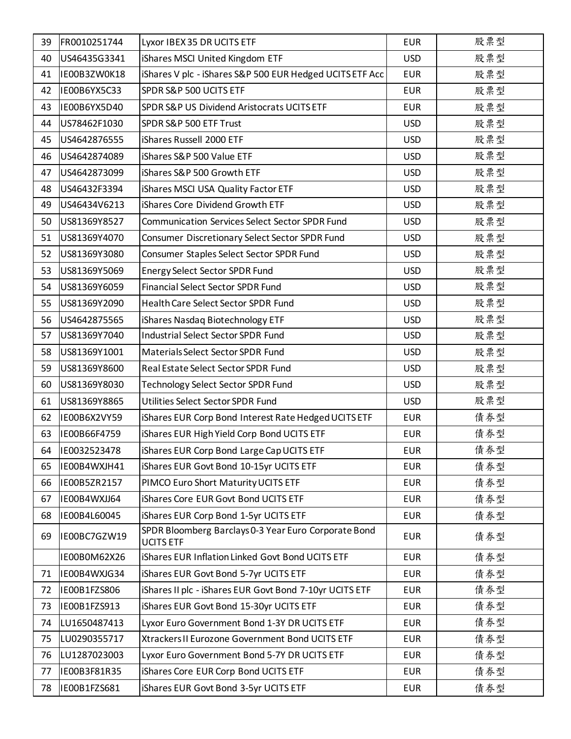| | | | | |
|---|---|---|---|---|
| 39 | FR0010251744 | Lyxor IBEX 35 DR UCITS ETF | EUR | 股票型 |
| 40 | US46435G3341 | iShares MSCI United Kingdom ETF | USD | 股票型 |
| 41 | IE00B3ZW0K18 | iShares V plc - iShares S&P 500 EUR Hedged UCITS ETF Acc | EUR | 股票型 |
| 42 | IE00B6YX5C33 | SPDR S&P 500 UCITS ETF | EUR | 股票型 |
| 43 | IE00B6YX5D40 | SPDR S&P US Dividend Aristocrats UCITS ETF | EUR | 股票型 |
| 44 | US78462F1030 | SPDR S&P 500 ETF Trust | USD | 股票型 |
| 45 | US4642876555 | iShares Russell 2000 ETF | USD | 股票型 |
| 46 | US4642874089 | iShares S&P 500 Value ETF | USD | 股票型 |
| 47 | US4642873099 | iShares S&P 500 Growth ETF | USD | 股票型 |
| 48 | US46432F3394 | iShares MSCI USA Quality Factor ETF | USD | 股票型 |
| 49 | US46434V6213 | iShares Core Dividend Growth ETF | USD | 股票型 |
| 50 | US81369Y8527 | Communication Services Select Sector SPDR Fund | USD | 股票型 |
| 51 | US81369Y4070 | Consumer Discretionary Select Sector SPDR Fund | USD | 股票型 |
| 52 | US81369Y3080 | Consumer Staples Select Sector SPDR Fund | USD | 股票型 |
| 53 | US81369Y5069 | Energy Select Sector SPDR Fund | USD | 股票型 |
| 54 | US81369Y6059 | Financial Select Sector SPDR Fund | USD | 股票型 |
| 55 | US81369Y2090 | Health Care Select Sector SPDR Fund | USD | 股票型 |
| 56 | US4642875565 | iShares Nasdaq Biotechnology ETF | USD | 股票型 |
| 57 | US81369Y7040 | Industrial Select Sector SPDR Fund | USD | 股票型 |
| 58 | US81369Y1001 | Materials Select Sector SPDR Fund | USD | 股票型 |
| 59 | US81369Y8600 | Real Estate Select Sector SPDR Fund | USD | 股票型 |
| 60 | US81369Y8030 | Technology Select Sector SPDR Fund | USD | 股票型 |
| 61 | US81369Y8865 | Utilities Select Sector SPDR Fund | USD | 股票型 |
| 62 | IE00B6X2VY59 | iShares EUR Corp Bond Interest Rate Hedged UCITS ETF | EUR | 債券型 |
| 63 | IE00B66F4759 | iShares EUR High Yield Corp Bond UCITS ETF | EUR | 債券型 |
| 64 | IE0032523478 | iShares EUR Corp Bond Large Cap UCITS ETF | EUR | 債券型 |
| 65 | IE00B4WXJH41 | iShares EUR Govt Bond 10-15yr UCITS ETF | EUR | 債券型 |
| 66 | IE00B5ZR2157 | PIMCO Euro Short Maturity UCITS ETF | EUR | 債券型 |
| 67 | IE00B4WXJJ64 | iShares Core EUR Govt Bond UCITS ETF | EUR | 債券型 |
| 68 | IE00B4L60045 | iShares EUR Corp Bond 1-5yr UCITS ETF | EUR | 債券型 |
| 69 | IE00BC7GZW19 | SPDR Bloomberg Barclays 0-3 Year Euro Corporate Bond UCITS ETF | EUR | 債券型 |
| | IE00B0M62X26 | iShares EUR Inflation Linked Govt Bond UCITS ETF | EUR | 債券型 |
| 71 | IE00B4WXJG34 | iShares EUR Govt Bond 5-7yr UCITS ETF | EUR | 債券型 |
| 72 | IE00B1FZS806 | iShares II plc - iShares EUR Govt Bond 7-10yr UCITS ETF | EUR | 債券型 |
| 73 | IE00B1FZS913 | iShares EUR Govt Bond 15-30yr UCITS ETF | EUR | 債券型 |
| 74 | LU1650487413 | Lyxor Euro Government Bond 1-3Y DR UCITS ETF | EUR | 債券型 |
| 75 | LU0290355717 | Xtrackers II Eurozone Government Bond UCITS ETF | EUR | 債券型 |
| 76 | LU1287023003 | Lyxor Euro Government Bond 5-7Y DR UCITS ETF | EUR | 債券型 |
| 77 | IE00B3F81R35 | iShares Core EUR Corp Bond UCITS ETF | EUR | 債券型 |
| 78 | IE00B1FZS681 | iShares EUR Govt Bond 3-5yr UCITS ETF | EUR | 債券型 |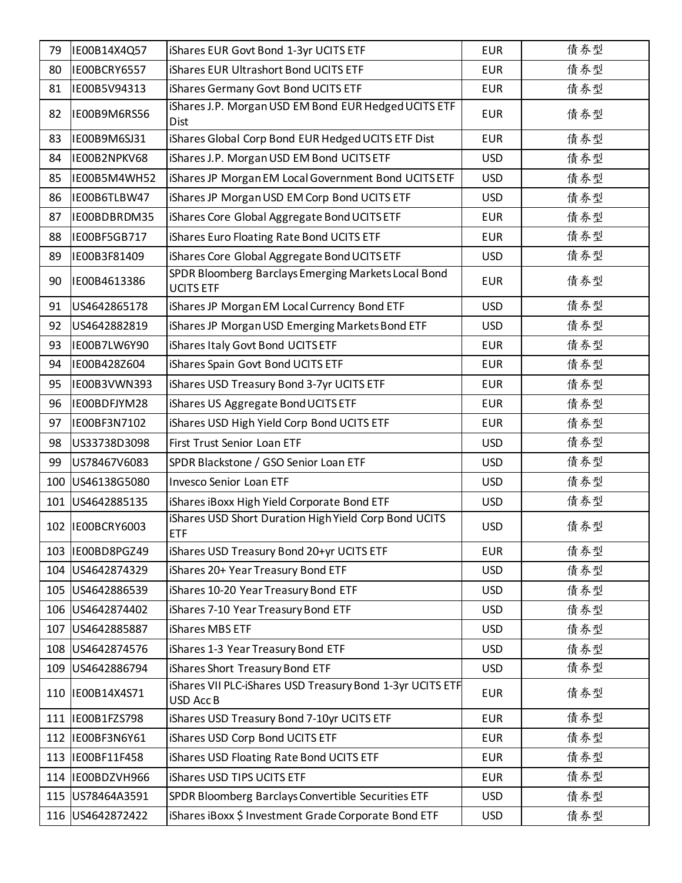| 79 | IE00B14X4Q57 | iShares EUR Govt Bond 1-3yr UCITS ETF | EUR | 債券型 |
|---|---|---|---|---|
| 80 | IE00BCRY6557 | iShares EUR Ultrashort Bond UCITS ETF | EUR | 債券型 |
| 81 | IE00B5V94313 | iShares Germany Govt Bond UCITS ETF | EUR | 債券型 |
| 82 | IE00B9M6RS56 | iShares J.P. Morgan USD EM Bond EUR Hedged UCITS ETF Dist | EUR | 債券型 |
| 83 | IE00B9M6SJ31 | iShares Global Corp Bond EUR Hedged UCITS ETF Dist | EUR | 債券型 |
| 84 | IE00B2NPKV68 | iShares J.P. Morgan USD EM Bond UCITS ETF | USD | 債券型 |
| 85 | IE00B5M4WH52 | iShares JP Morgan EM Local Government Bond UCITS ETF | USD | 債券型 |
| 86 | IE00B6TLBW47 | iShares JP Morgan USD EM Corp Bond UCITS ETF | USD | 債券型 |
| 87 | IE00BDBRDM35 | iShares Core Global Aggregate Bond UCITS ETF | EUR | 債券型 |
| 88 | IE00BF5GB717 | iShares Euro Floating Rate Bond UCITS ETF | EUR | 債券型 |
| 89 | IE00B3F81409 | iShares Core Global Aggregate Bond UCITS ETF | USD | 債券型 |
| 90 | IE00B4613386 | SPDR Bloomberg Barclays Emerging Markets Local Bond UCITS ETF | EUR | 債券型 |
| 91 | US4642865178 | iShares JP Morgan EM Local Currency Bond ETF | USD | 債券型 |
| 92 | US4642882819 | iShares JP Morgan USD Emerging Markets Bond ETF | USD | 債券型 |
| 93 | IE00B7LW6Y90 | iShares Italy Govt Bond UCITS ETF | EUR | 債券型 |
| 94 | IE00B428Z604 | iShares Spain Govt Bond UCITS ETF | EUR | 債券型 |
| 95 | IE00B3VWN393 | iShares USD Treasury Bond 3-7yr UCITS ETF | EUR | 債券型 |
| 96 | IE00BDFJYM28 | iShares US Aggregate Bond UCITS ETF | EUR | 債券型 |
| 97 | IE00BF3N7102 | iShares USD High Yield Corp Bond UCITS ETF | EUR | 債券型 |
| 98 | US33738D3098 | First Trust Senior Loan ETF | USD | 債券型 |
| 99 | US78467V6083 | SPDR Blackstone / GSO Senior Loan ETF | USD | 債券型 |
| 100 | US46138G5080 | Invesco Senior Loan ETF | USD | 債券型 |
| 101 | US4642885135 | iShares iBoxx High Yield Corporate Bond ETF | USD | 債券型 |
| 102 | IE00BCRY6003 | iShares USD Short Duration High Yield Corp Bond UCITS ETF | USD | 債券型 |
| 103 | IE00BD8PGZ49 | iShares USD Treasury Bond 20+yr UCITS ETF | EUR | 債券型 |
| 104 | US4642874329 | iShares 20+ Year Treasury Bond ETF | USD | 債券型 |
| 105 | US4642886539 | iShares 10-20 Year Treasury Bond ETF | USD | 債券型 |
| 106 | US4642874402 | iShares 7-10 Year Treasury Bond ETF | USD | 債券型 |
| 107 | US4642885887 | iShares MBS ETF | USD | 債券型 |
| 108 | US4642874576 | iShares 1-3 Year Treasury Bond ETF | USD | 債券型 |
| 109 | US4642886794 | iShares Short Treasury Bond ETF | USD | 債券型 |
| 110 | IE00B14X4S71 | iShares VII PLC-iShares USD Treasury Bond 1-3yr UCITS ETF USD Acc B | EUR | 債券型 |
| 111 | IE00B1FZS798 | iShares USD Treasury Bond 7-10yr UCITS ETF | EUR | 債券型 |
| 112 | IE00BF3N6Y61 | iShares USD Corp Bond UCITS ETF | EUR | 債券型 |
| 113 | IE00BF11F458 | iShares USD Floating Rate Bond UCITS ETF | EUR | 債券型 |
| 114 | IE00BDZVH966 | iShares USD TIPS UCITS ETF | EUR | 債券型 |
| 115 | US78464A3591 | SPDR Bloomberg Barclays Convertible Securities ETF | USD | 債券型 |
| 116 | US4642872422 | iShares iBoxx $ Investment Grade Corporate Bond ETF | USD | 債券型 |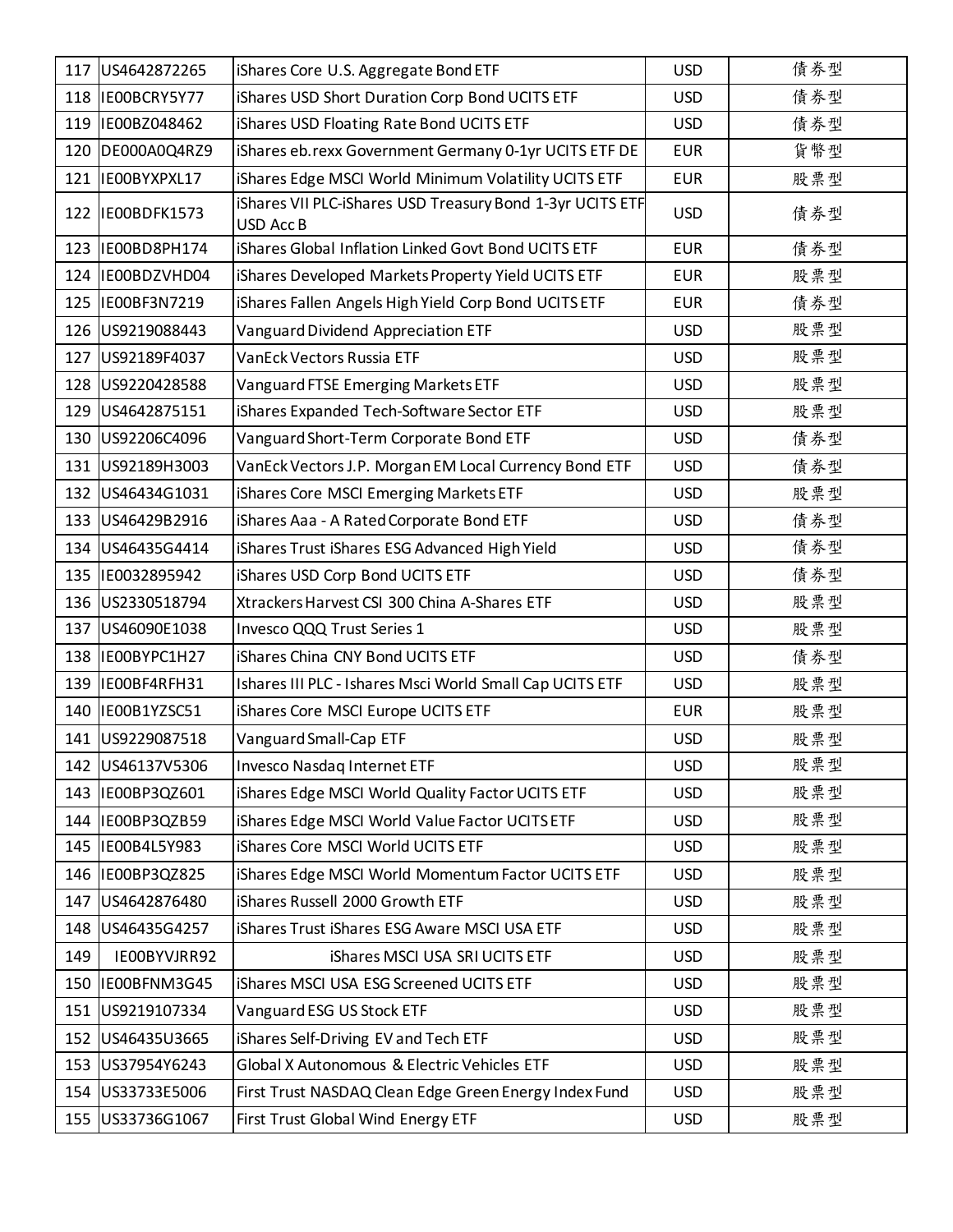| 117 | US4642872265 | iShares Core U.S. Aggregate Bond ETF | USD | 債券型 |
|---|---|---|---|---|
| 118 | IE00BCRY5Y77 | iShares USD Short Duration Corp Bond UCITS ETF | USD | 債券型 |
| 119 | IE00BZ048462 | iShares USD Floating Rate Bond UCITS ETF | USD | 債券型 |
| 120 | DE000A0Q4RZ9 | iShares eb.rexx Government Germany 0-1yr UCITS ETF DE | EUR | 貨幣型 |
| 121 | IE00BYXPXL17 | iShares Edge MSCI World Minimum Volatility UCITS ETF | EUR | 股票型 |
| 122 | IE00BDFK1573 | iShares VII PLC-iShares USD Treasury Bond 1-3yr UCITS ETF USD Acc B | USD | 債券型 |
| 123 | IE00BD8PH174 | iShares Global Inflation Linked Govt Bond UCITS ETF | EUR | 債券型 |
| 124 | IE00BDZVHD04 | iShares Developed Markets Property Yield UCITS ETF | EUR | 股票型 |
| 125 | IE00BF3N7219 | iShares Fallen Angels High Yield Corp Bond UCITS ETF | EUR | 債券型 |
| 126 | US9219088443 | Vanguard Dividend Appreciation ETF | USD | 股票型 |
| 127 | US92189F4037 | VanEck Vectors Russia ETF | USD | 股票型 |
| 128 | US9220428588 | Vanguard FTSE Emerging Markets ETF | USD | 股票型 |
| 129 | US4642875151 | iShares Expanded Tech-Software Sector ETF | USD | 股票型 |
| 130 | US92206C4096 | Vanguard Short-Term Corporate Bond ETF | USD | 債券型 |
| 131 | US92189H3003 | VanEck Vectors J.P. Morgan EM Local Currency Bond ETF | USD | 債券型 |
| 132 | US46434G1031 | iShares Core MSCI Emerging Markets ETF | USD | 股票型 |
| 133 | US46429B2916 | iShares Aaa - A Rated Corporate Bond ETF | USD | 債券型 |
| 134 | US46435G4414 | iShares Trust iShares ESG Advanced High Yield | USD | 債券型 |
| 135 | IE0032895942 | iShares USD Corp Bond UCITS ETF | USD | 債券型 |
| 136 | US2330518794 | Xtrackers Harvest CSI 300 China A-Shares ETF | USD | 股票型 |
| 137 | US46090E1038 | Invesco QQQ Trust Series 1 | USD | 股票型 |
| 138 | IE00BYPC1H27 | iShares China CNY Bond UCITS ETF | USD | 債券型 |
| 139 | IE00BF4RFH31 | Ishares III PLC - Ishares Msci World Small Cap UCITS ETF | USD | 股票型 |
| 140 | IE00B1YZSC51 | iShares Core MSCI Europe UCITS ETF | EUR | 股票型 |
| 141 | US9229087518 | Vanguard Small-Cap ETF | USD | 股票型 |
| 142 | US46137V5306 | Invesco Nasdaq Internet ETF | USD | 股票型 |
| 143 | IE00BP3QZ601 | iShares Edge MSCI World Quality Factor UCITS ETF | USD | 股票型 |
| 144 | IE00BP3QZB59 | iShares Edge MSCI World Value Factor UCITS ETF | USD | 股票型 |
| 145 | IE00B4L5Y983 | iShares Core MSCI World UCITS ETF | USD | 股票型 |
| 146 | IE00BP3QZ825 | iShares Edge MSCI World Momentum Factor UCITS ETF | USD | 股票型 |
| 147 | US4642876480 | iShares Russell 2000 Growth ETF | USD | 股票型 |
| 148 | US46435G4257 | iShares Trust iShares ESG Aware MSCI USA ETF | USD | 股票型 |
| 149 | IE00BYVJRR92 | iShares MSCI USA SRI UCITS ETF | USD | 股票型 |
| 150 | IE00BFNM3G45 | iShares MSCI USA ESG Screened UCITS ETF | USD | 股票型 |
| 151 | US9219107334 | Vanguard ESG US Stock ETF | USD | 股票型 |
| 152 | US46435U3665 | iShares Self-Driving EV and Tech ETF | USD | 股票型 |
| 153 | US37954Y6243 | Global X Autonomous & Electric Vehicles ETF | USD | 股票型 |
| 154 | US33733E5006 | First Trust NASDAQ Clean Edge Green Energy Index Fund | USD | 股票型 |
| 155 | US33736G1067 | First Trust Global Wind Energy ETF | USD | 股票型 |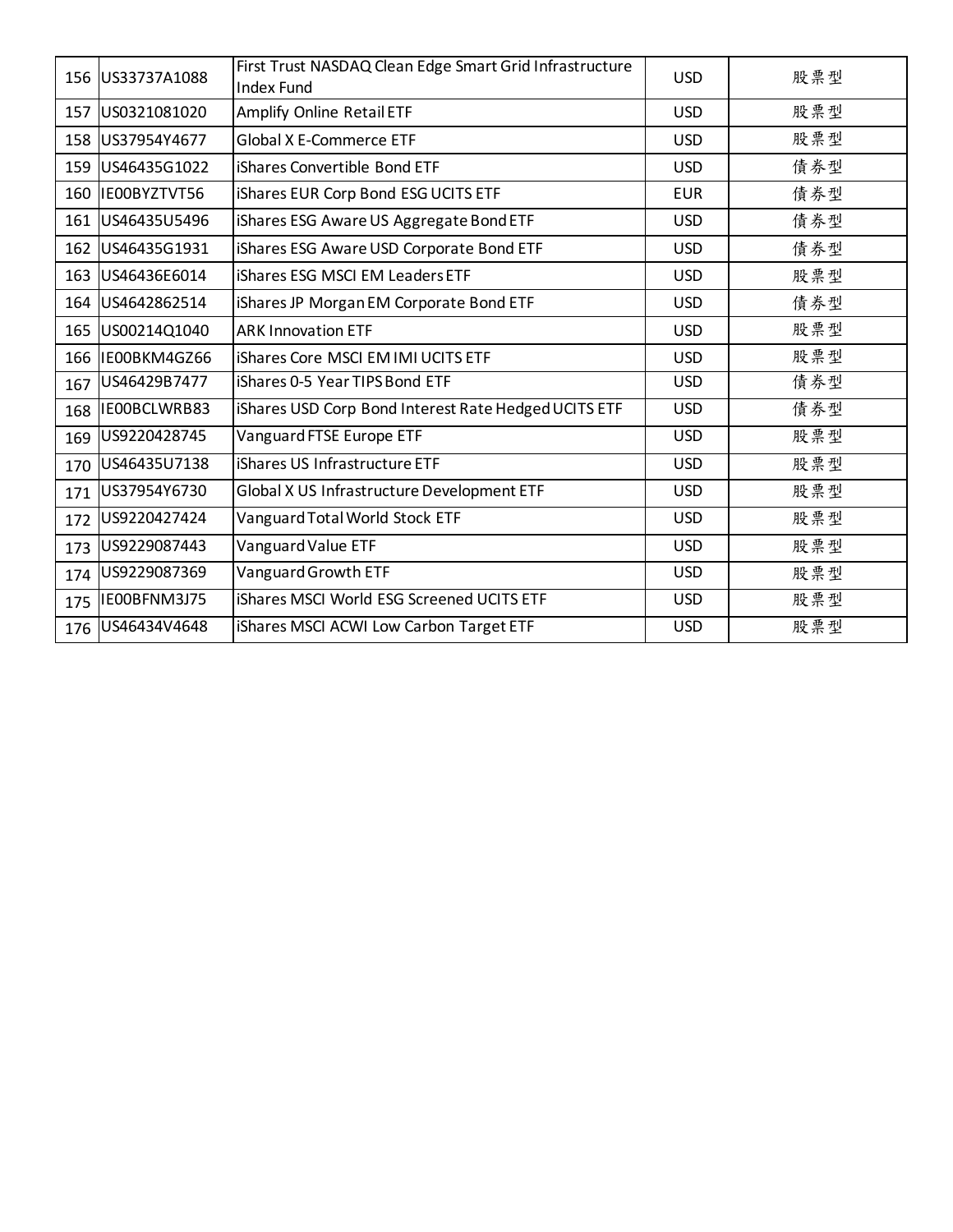| | | | | |
|---|---|---|---|---|
| 156 | US33737A1088 | First Trust NASDAQ Clean Edge Smart Grid Infrastructure Index Fund | USD | 股票型 |
| 157 | US0321081020 | Amplify Online Retail ETF | USD | 股票型 |
| 158 | US37954Y4677 | Global X E-Commerce ETF | USD | 股票型 |
| 159 | US46435G1022 | iShares Convertible Bond ETF | USD | 債券型 |
| 160 | IE00BYZTVT56 | iShares EUR Corp Bond ESG UCITS ETF | EUR | 債券型 |
| 161 | US46435U5496 | iShares ESG Aware US Aggregate Bond ETF | USD | 債券型 |
| 162 | US46435G1931 | iShares ESG Aware USD Corporate Bond ETF | USD | 債券型 |
| 163 | US46436E6014 | iShares ESG MSCI EM Leaders ETF | USD | 股票型 |
| 164 | US4642862514 | iShares JP Morgan EM Corporate Bond ETF | USD | 債券型 |
| 165 | US00214Q1040 | ARK Innovation ETF | USD | 股票型 |
| 166 | IE00BKM4GZ66 | iShares Core MSCI EM IMI UCITS ETF | USD | 股票型 |
| 167 | US46429B7477 | iShares 0-5 Year TIPS Bond ETF | USD | 債券型 |
| 168 | IE00BCLWRB83 | iShares USD Corp Bond Interest Rate Hedged UCITS ETF | USD | 債券型 |
| 169 | US9220428745 | Vanguard FTSE Europe ETF | USD | 股票型 |
| 170 | US46435U7138 | iShares US Infrastructure ETF | USD | 股票型 |
| 171 | US37954Y6730 | Global X US Infrastructure Development ETF | USD | 股票型 |
| 172 | US9220427424 | Vanguard Total World Stock ETF | USD | 股票型 |
| 173 | US9229087443 | Vanguard Value ETF | USD | 股票型 |
| 174 | US9229087369 | Vanguard Growth ETF | USD | 股票型 |
| 175 | IE00BFNM3J75 | iShares MSCI World ESG Screened UCITS ETF | USD | 股票型 |
| 176 | US46434V4648 | iShares MSCI ACWI Low Carbon Target ETF | USD | 股票型 |